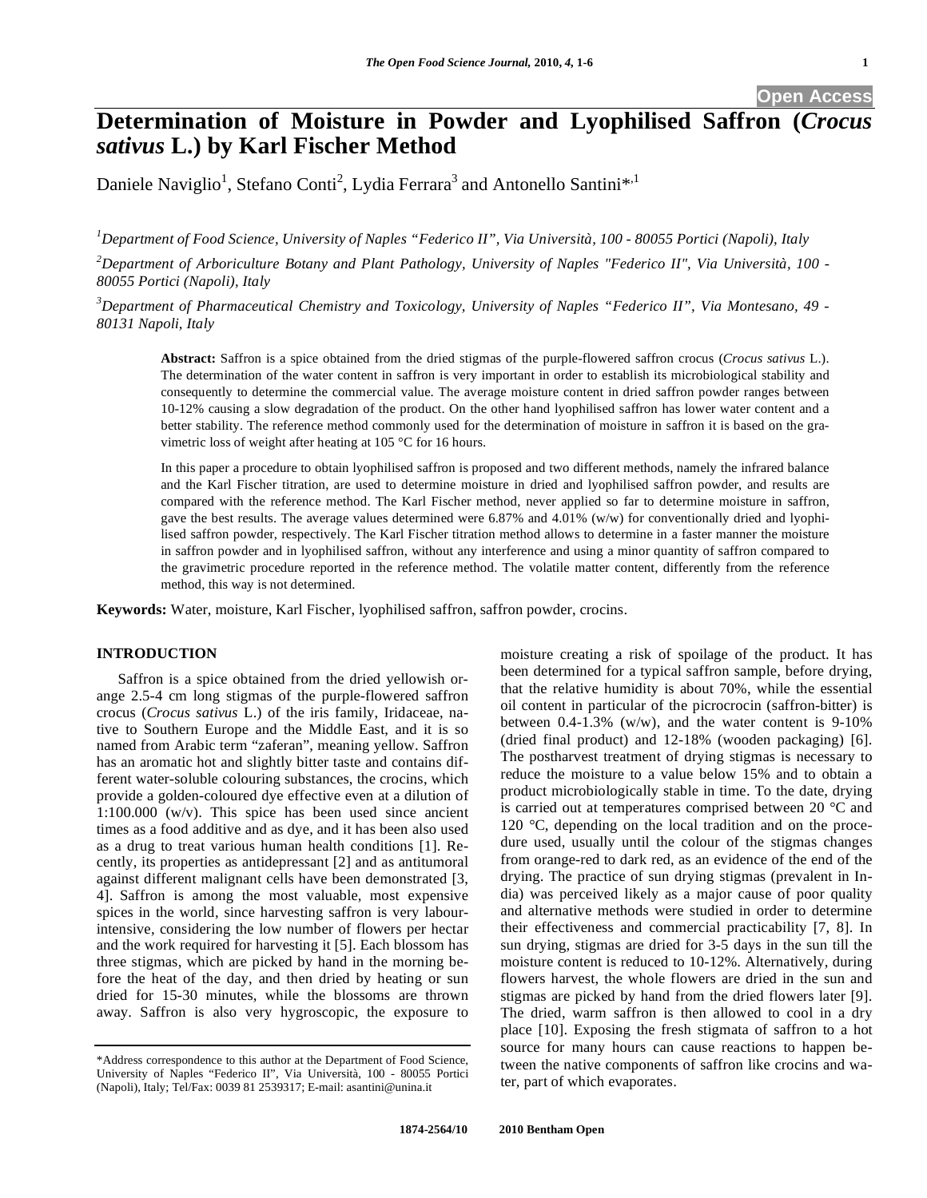# Determination of Moisture in Powder and Lyophilised Saffron (*Crocus sativus* L.) by Karl Fischer Method

Daniele Naviglio[1], Stefano Conti[2], Lydia Ferrara[3] and Antonello Santini*[,1]

[1]Department of Food Science, University of Naples "Federico II", Via Università, 100 - 80055 Portici (Napoli), Italy

[2]Department of Arboriculture Botany and Plant Pathology, University of Naples "Federico II", Via Università, 100 - 80055 Portici (Napoli), Italy

[3]Department of Pharmaceutical Chemistry and Toxicology, University of Naples "Federico II", Via Montesano, 49 - 80131 Napoli, Italy

**Abstract:** Saffron is a spice obtained from the dried stigmas of the purple-flowered saffron crocus (*Crocus sativus* L.). The determination of the water content in saffron is very important in order to establish its microbiological stability and consequently to determine the commercial value. The average moisture content in dried saffron powder ranges between 10-12% causing a slow degradation of the product. On the other hand lyophilised saffron has lower water content and a better stability. The reference method commonly used for the determination of moisture in saffron it is based on the gravimetric loss of weight after heating at 105 °C for 16 hours.

In this paper a procedure to obtain lyophilised saffron is proposed and two different methods, namely the infrared balance and the Karl Fischer titration, are used to determine moisture in dried and lyophilised saffron powder, and results are compared with the reference method. The Karl Fischer method, never applied so far to determine moisture in saffron, gave the best results. The average values determined were 6.87% and 4.01% (w/w) for conventionally dried and lyophilised saffron powder, respectively. The Karl Fischer titration method allows to determine in a faster manner the moisture in saffron powder and in lyophilised saffron, without any interference and using a minor quantity of saffron compared to the gravimetric procedure reported in the reference method. The volatile matter content, differently from the reference method, this way is not determined.

**Keywords:** Water, moisture, Karl Fischer, lyophilised saffron, saffron powder, crocins.

## INTRODUCTION

Saffron is a spice obtained from the dried yellowish orange 2.5-4 cm long stigmas of the purple-flowered saffron crocus (*Crocus sativus* L.) of the iris family, Iridaceae, native to Southern Europe and the Middle East, and it is so named from Arabic term "zaferan", meaning yellow. Saffron has an aromatic hot and slightly bitter taste and contains different water-soluble colouring substances, the crocins, which provide a golden-coloured dye effective even at a dilution of 1:100.000 (w/v). This spice has been used since ancient times as a food additive and as dye, and it has been also used as a drug to treat various human health conditions [1]. Recently, its properties as antidepressant [2] and as antitumoral against different malignant cells have been demonstrated [3, 4]. Saffron is among the most valuable, most expensive spices in the world, since harvesting saffron is very labour-intensive, considering the low number of flowers per hectar and the work required for harvesting it [5]. Each blossom has three stigmas, which are picked by hand in the morning before the heat of the day, and then dried by heating or sun dried for 15-30 minutes, while the blossoms are thrown away. Saffron is also very hygroscopic, the exposure to moisture creating a risk of spoilage of the product. It has been determined for a typical saffron sample, before drying, that the relative humidity is about 70%, while the essential oil content in particular of the picrocrocin (saffron-bitter) is between 0.4-1.3% (w/w), and the water content is 9-10% (dried final product) and 12-18% (wooden packaging) [6]. The postharvest treatment of drying stigmas is necessary to reduce the moisture to a value below 15% and to obtain a product microbiologically stable in time. To the date, drying is carried out at temperatures comprised between 20 °C and 120 °C, depending on the local tradition and on the procedure used, usually until the colour of the stigmas changes from orange-red to dark red, as an evidence of the end of the drying. The practice of sun drying stigmas (prevalent in India) was perceived likely as a major cause of poor quality and alternative methods were studied in order to determine their effectiveness and commercial practicability [7, 8]. In sun drying, stigmas are dried for 3-5 days in the sun till the moisture content is reduced to 10-12%. Alternatively, during flowers harvest, the whole flowers are dried in the sun and stigmas are picked by hand from the dried flowers later [9]. The dried, warm saffron is then allowed to cool in a dry place [10]. Exposing the fresh stigmata of saffron to a hot source for many hours can cause reactions to happen between the native components of saffron like crocins and water, part of which evaporates.

*Address correspondence to this author at the Department of Food Science, University of Naples "Federico II", Via Università, 100 - 80055 Portici (Napoli), Italy; Tel/Fax: 0039 81 2539317; E-mail: asantini@unina.it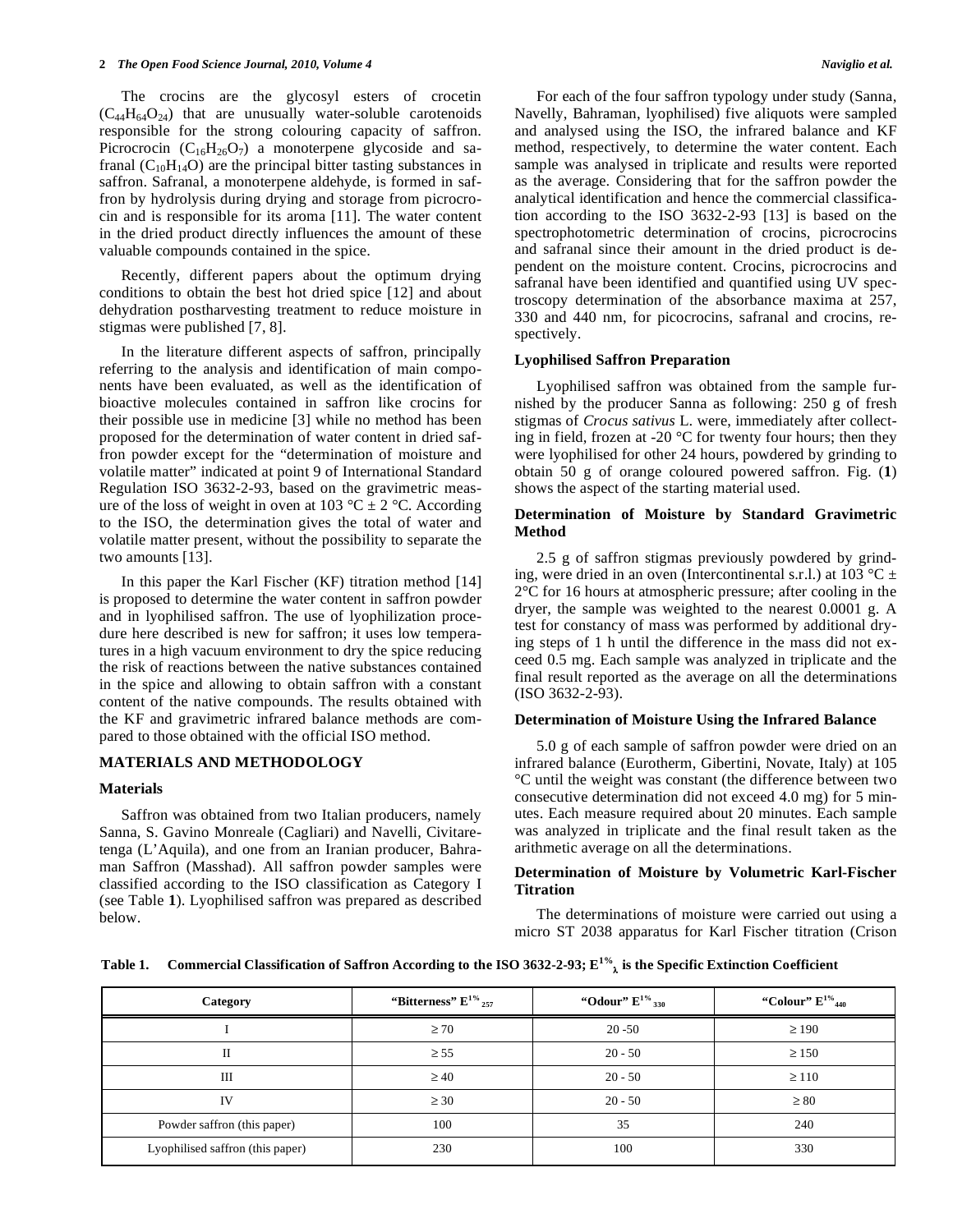The crocins are the glycosyl esters of crocetin ($C_{44}H_{64}O_{24}$) that are unusually water-soluble carotenoids responsible for the strong colouring capacity of saffron. Picrocrocin ($C_{16}H_{26}O_7$) a monoterpene glycoside and safranal ($C_{10}H_{14}O$) are the principal bitter tasting substances in saffron. Safranal, a monoterpene aldehyde, is formed in saffron by hydrolysis during drying and storage from picrocrocin and is responsible for its aroma [11]. The water content in the dried product directly influences the amount of these valuable compounds contained in the spice.

Recently, different papers about the optimum drying conditions to obtain the best hot dried spice [12] and about dehydration postharvesting treatment to reduce moisture in stigmas were published [7, 8].

In the literature different aspects of saffron, principally referring to the analysis and identification of main components have been evaluated, as well as the identification of bioactive molecules contained in saffron like crocins for their possible use in medicine [3] while no method has been proposed for the determination of water content in dried saffron powder except for the "determination of moisture and volatile matter" indicated at point 9 of International Standard Regulation ISO 3632-2-93, based on the gravimetric measure of the loss of weight in oven at 103 °C ± 2 °C. According to the ISO, the determination gives the total of water and volatile matter present, without the possibility to separate the two amounts [13].

In this paper the Karl Fischer (KF) titration method [14] is proposed to determine the water content in saffron powder and in lyophilised saffron. The use of lyophilization procedure here described is new for saffron; it uses low temperatures in a high vacuum environment to dry the spice reducing the risk of reactions between the native substances contained in the spice and allowing to obtain saffron with a constant content of the native compounds. The results obtained with the KF and gravimetric infrared balance methods are compared to those obtained with the official ISO method.

## MATERIALS AND METHODOLOGY

### Materials

Saffron was obtained from two Italian producers, namely Sanna, S. Gavino Monreale (Cagliari) and Navelli, Civitaretenga (L'Aquila), and one from an Iranian producer, Bahraman Saffron (Masshad). All saffron powder samples were classified according to the ISO classification as Category I (see Table **1**). Lyophilised saffron was prepared as described below.

For each of the four saffron typology under study (Sanna, Navelly, Bahraman, lyophilised) five aliquots were sampled and analysed using the ISO, the infrared balance and KF method, respectively, to determine the water content. Each sample was analysed in triplicate and results were reported as the average. Considering that for the saffron powder the analytical identification and hence the commercial classification according to the ISO 3632-2-93 [13] is based on the spectrophotometric determination of crocins, picrocrocins and safranal since their amount in the dried product is dependent on the moisture content. Crocins, picrocrocins and safranal have been identified and quantified using UV spectroscopy determination of the absorbance maxima at 257, 330 and 440 nm, for picocrocins, safranal and crocins, respectively.

### Lyophilised Saffron Preparation

Lyophilised saffron was obtained from the sample furnished by the producer Sanna as following: 250 g of fresh stigmas of *Crocus sativus* L. were, immediately after collecting in field, frozen at -20 °C for twenty four hours; then they were lyophilised for other 24 hours, powdered by grinding to obtain 50 g of orange coloured powered saffron. Fig. (**1**) shows the aspect of the starting material used.

### Determination of Moisture by Standard Gravimetric Method

2.5 g of saffron stigmas previously powdered by grinding, were dried in an oven (Intercontinental s.r.l.) at 103 °C ± 2°C for 16 hours at atmospheric pressure; after cooling in the dryer, the sample was weighted to the nearest 0.0001 g. A test for constancy of mass was performed by additional drying steps of 1 h until the difference in the mass did not exceed 0.5 mg. Each sample was analyzed in triplicate and the final result reported as the average on all the determinations (ISO 3632-2-93).

### Determination of Moisture Using the Infrared Balance

5.0 g of each sample of saffron powder were dried on an infrared balance (Eurotherm, Gibertini, Novate, Italy) at 105 °C until the weight was constant (the difference between two consecutive determination did not exceed 4.0 mg) for 5 minutes. Each measure required about 20 minutes. Each sample was analyzed in triplicate and the final result taken as the arithmetic average on all the determinations.

### Determination of Moisture by Volumetric Karl-Fischer Titration

The determinations of moisture were carried out using a micro ST 2038 apparatus for Karl Fischer titration (Crison

**Table 1. Commercial Classification of Saffron According to the ISO 3632-2-93; $E^{1\%}_{\lambda}$ is the Specific Extinction Coefficient**

| Category | "Bitterness" $E^{1\%}_{257}$ | "Odour" $E^{1\%}_{330}$ | "Colour" $E^{1\%}_{440}$ |
|---|---|---|---|
| I | ≥ 70 | 20 -50 | ≥ 190 |
| II | ≥ 55 | 20 - 50 | ≥ 150 |
| III | ≥ 40 | 20 - 50 | ≥ 110 |
| IV | ≥ 30 | 20 - 50 | ≥ 80 |
| Powder saffron (this paper) | 100 | 35 | 240 |
| Lyophilised saffron (this paper) | 230 | 100 | 330 |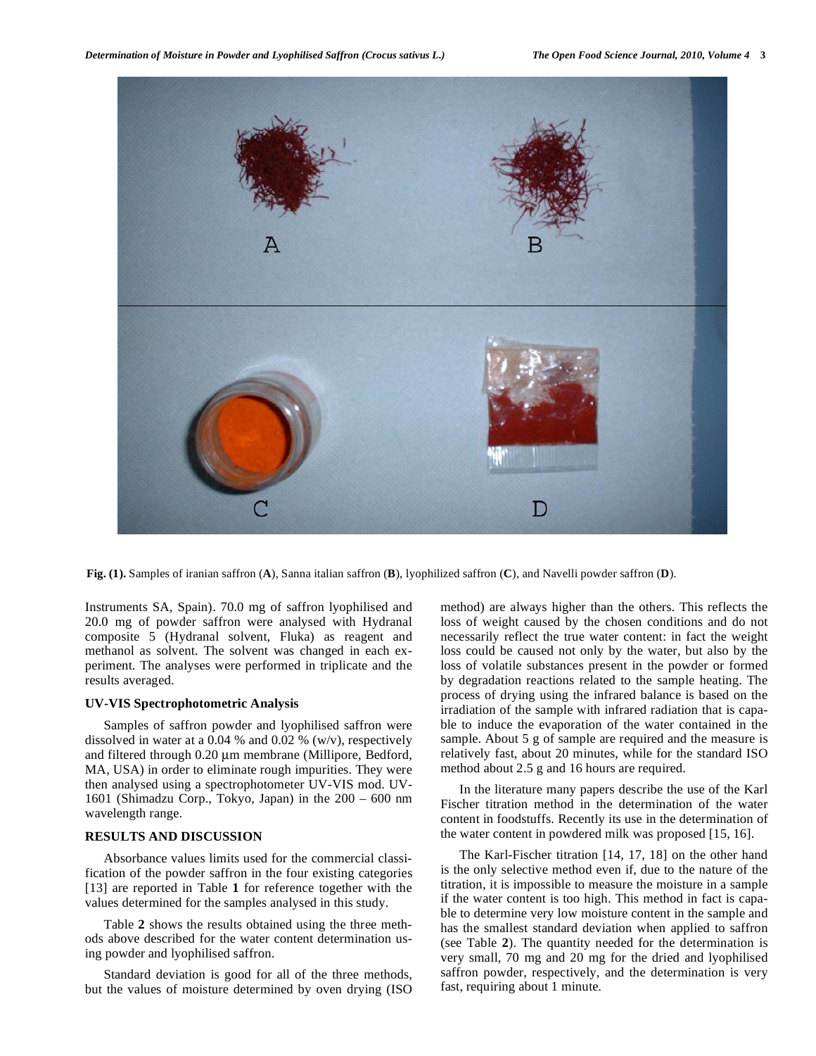Fig. (1). Samples of iranian saffron (**A**), Sanna italian saffron (**B**), lyophilized saffron (**C**), and Navelli powder saffron (**D**).

Instruments SA, Spain). 70.0 mg of saffron lyophilised and 20.0 mg of powder saffron were analysed with Hydranal composite 5 (Hydranal solvent, Fluka) as reagent and methanol as solvent. The solvent was changed in each experiment. The analyses were performed in triplicate and the results averaged.

### UV-VIS Spectrophotometric Analysis

Samples of saffron powder and lyophilised saffron were dissolved in water at a 0.04 % and 0.02 % (w/v), respectively and filtered through 0.20 μm membrane (Millipore, Bedford, MA, USA) in order to eliminate rough impurities. They were then analysed using a spectrophotometer UV-VIS mod. UV-1601 (Shimadzu Corp., Tokyo, Japan) in the 200 – 600 nm wavelength range.

## RESULTS AND DISCUSSION

Absorbance values limits used for the commercial classification of the powder saffron in the four existing categories [13] are reported in Table **1** for reference together with the values determined for the samples analysed in this study.

Table **2** shows the results obtained using the three methods above described for the water content determination using powder and lyophilised saffron.

Standard deviation is good for all of the three methods, but the values of moisture determined by oven drying (ISO method) are always higher than the others. This reflects the loss of weight caused by the chosen conditions and do not necessarily reflect the true water content: in fact the weight loss could be caused not only by the water, but also by the loss of volatile substances present in the powder or formed by degradation reactions related to the sample heating. The process of drying using the infrared balance is based on the irradiation of the sample with infrared radiation that is capable to induce the evaporation of the water contained in the sample. About 5 g of sample are required and the measure is relatively fast, about 20 minutes, while for the standard ISO method about 2.5 g and 16 hours are required.

In the literature many papers describe the use of the Karl Fischer titration method in the determination of the water content in foodstuffs. Recently its use in the determination of the water content in powdered milk was proposed [15, 16].

The Karl-Fischer titration [14, 17, 18] on the other hand is the only selective method even if, due to the nature of the titration, it is impossible to measure the moisture in a sample if the water content is too high. This method in fact is capable to determine very low moisture content in the sample and has the smallest standard deviation when applied to saffron (see Table **2**). The quantity needed for the determination is very small, 70 mg and 20 mg for the dried and lyophilised saffron powder, respectively, and the determination is very fast, requiring about 1 minute.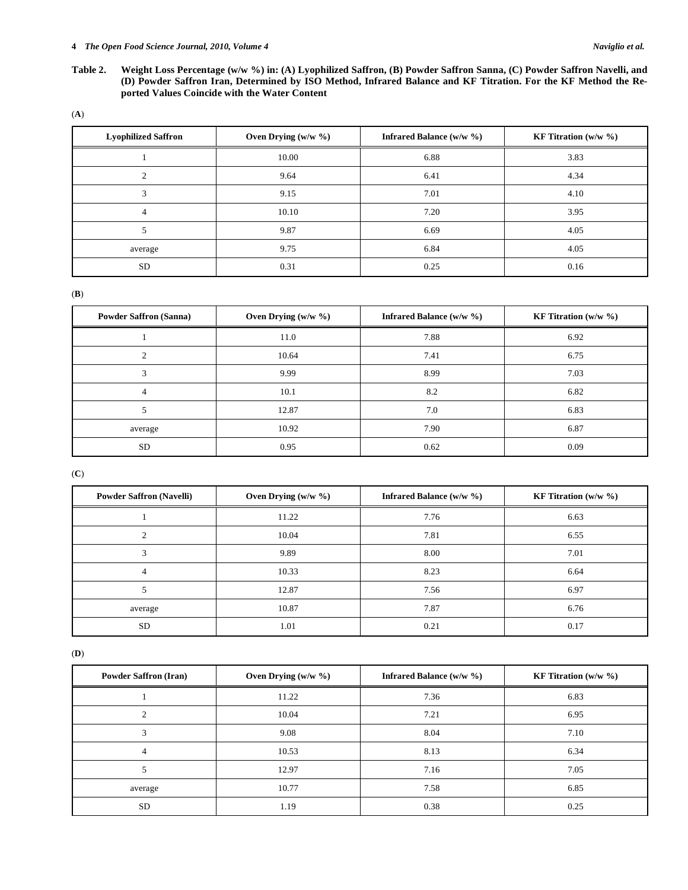**Table 2. Weight Loss Percentage (w/w %) in: (A) Lyophilized Saffron, (B) Powder Saffron Sanna, (C) Powder Saffron Navelli, and (D) Powder Saffron Iran, Determined by ISO Method, Infrared Balance and KF Titration. For the KF Method the Reported Values Coincide with the Water Content**

(**A**)

| Lyophilized Saffron | Oven Drying (w/w %) | Infrared Balance (w/w %) | KF Titration (w/w %) |
|---|---|---|---|
| 1 | 10.00 | 6.88 | 3.83 |
| 2 | 9.64 | 6.41 | 4.34 |
| 3 | 9.15 | 7.01 | 4.10 |
| 4 | 10.10 | 7.20 | 3.95 |
| 5 | 9.87 | 6.69 | 4.05 |
| average | 9.75 | 6.84 | 4.05 |
| SD | 0.31 | 0.25 | 0.16 |

(**B**)

| Powder Saffron (Sanna) | Oven Drying (w/w %) | Infrared Balance (w/w %) | KF Titration (w/w %) |
|---|---|---|---|
| 1 | 11.0 | 7.88 | 6.92 |
| 2 | 10.64 | 7.41 | 6.75 |
| 3 | 9.99 | 8.99 | 7.03 |
| 4 | 10.1 | 8.2 | 6.82 |
| 5 | 12.87 | 7.0 | 6.83 |
| average | 10.92 | 7.90 | 6.87 |
| SD | 0.95 | 0.62 | 0.09 |

(**C**)

| Powder Saffron (Navelli) | Oven Drying (w/w %) | Infrared Balance (w/w %) | KF Titration (w/w %) |
|---|---|---|---|
| 1 | 11.22 | 7.76 | 6.63 |
| 2 | 10.04 | 7.81 | 6.55 |
| 3 | 9.89 | 8.00 | 7.01 |
| 4 | 10.33 | 8.23 | 6.64 |
| 5 | 12.87 | 7.56 | 6.97 |
| average | 10.87 | 7.87 | 6.76 |
| SD | 1.01 | 0.21 | 0.17 |

(**D**)

| Powder Saffron (Iran) | Oven Drying (w/w %) | Infrared Balance (w/w %) | KF Titration (w/w %) |
|---|---|---|---|
| 1 | 11.22 | 7.36 | 6.83 |
| 2 | 10.04 | 7.21 | 6.95 |
| 3 | 9.08 | 8.04 | 7.10 |
| 4 | 10.53 | 8.13 | 6.34 |
| 5 | 12.97 | 7.16 | 7.05 |
| average | 10.77 | 7.58 | 6.85 |
| SD | 1.19 | 0.38 | 0.25 |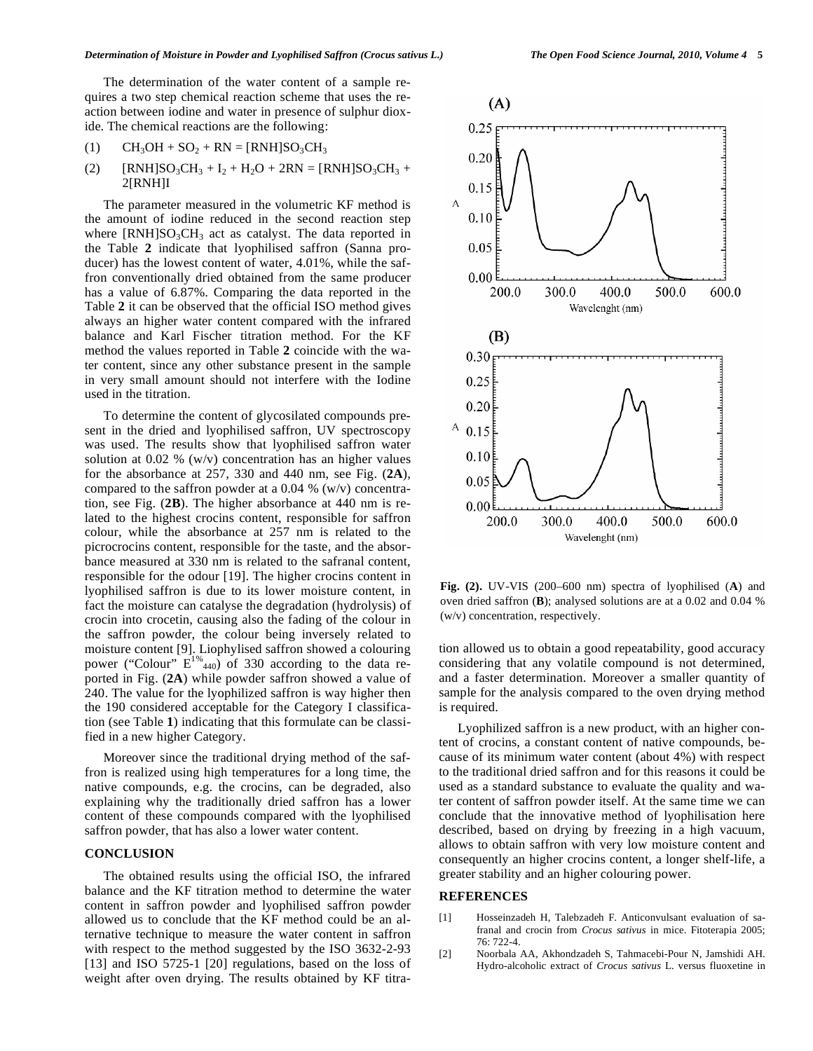The determination of the water content of a sample requires a two step chemical reaction scheme that uses the reaction between iodine and water in presence of sulphur dioxide. The chemical reactions are the following:

(1) $CH_3OH + SO_2 + RN = [RNH]SO_3CH_3$

(2) $[RNH]SO_3CH_3 + I_2 + H_2O + 2RN = [RNH]SO_3CH_3 + 2[RNH]I$

The parameter measured in the volumetric KF method is the amount of iodine reduced in the second reaction step where $[RNH]SO_3CH_3$ act as catalyst. The data reported in the Table **2** indicate that lyophilised saffron (Sanna producer) has the lowest content of water, 4.01%, while the saffron conventionally dried obtained from the same producer has a value of 6.87%. Comparing the data reported in the Table **2** it can be observed that the official ISO method gives always an higher water content compared with the infrared balance and Karl Fischer titration method. For the KF method the values reported in Table **2** coincide with the water content, since any other substance present in the sample in very small amount should not interfere with the Iodine used in the titration.

To determine the content of glycosilated compounds present in the dried and lyophilised saffron, UV spectroscopy was used. The results show that lyophilised saffron water solution at 0.02 % (w/v) concentration has an higher values for the absorbance at 257, 330 and 440 nm, see Fig. (**2A**), compared to the saffron powder at a 0.04 % (w/v) concentration, see Fig. (**2B**). The higher absorbance at 440 nm is related to the highest crocins content, responsible for saffron colour, while the absorbance at 257 nm is related to the picrocrocins content, responsible for the taste, and the absorbance measured at 330 nm is related to the safranal content, responsible for the odour [19]. The higher crocins content in lyophilised saffron is due to its lower moisture content, in fact the moisture can catalyse the degradation (hydrolysis) of crocin into crocetin, causing also the fading of the colour in the saffron powder, the colour being inversely related to moisture content [9]. Liophylised saffron showed a colouring power ("Colour" $E^{1\%}_{440}$) of 330 according to the data reported in Fig. (**2A**) while powder saffron showed a value of 240. The value for the lyophilized saffron is way higher then the 190 considered acceptable for the Category I classification (see Table **1**) indicating that this formulate can be classified in a new higher Category.

Moreover since the traditional drying method of the saffron is realized using high temperatures for a long time, the native compounds, e.g. the crocins, can be degraded, also explaining why the traditionally dried saffron has a lower content of these compounds compared with the lyophilised saffron powder, that has also a lower water content.

**Fig. (2).** UV-VIS (200–600 nm) spectra of lyophilised (**A**) and oven dried saffron (**B**); analysed solutions are at a 0.02 and 0.04 % (w/v) concentration, respectively.

## CONCLUSION

The obtained results using the official ISO, the infrared balance and the KF titration method to determine the water content in saffron powder and lyophilised saffron powder allowed us to conclude that the KF method could be an alternative technique to measure the water content in saffron with respect to the method suggested by the ISO 3632-2-93 [13] and ISO 5725-1 [20] regulations, based on the loss of weight after oven drying. The results obtained by KF titration allowed us to obtain a good repeatability, good accuracy considering that any volatile compound is not determined, and a faster determination. Moreover a smaller quantity of sample for the analysis compared to the oven drying method is required.

Lyophilized saffron is a new product, with an higher content of crocins, a constant content of native compounds, because of its minimum water content (about 4%) with respect to the traditional dried saffron and for this reasons it could be used as a standard substance to evaluate the quality and water content of saffron powder itself. At the same time we can conclude that the innovative method of lyophilisation here described, based on drying by freezing in a high vacuum, allows to obtain saffron with very low moisture content and consequently an higher crocins content, a longer shelf-life, a greater stability and an higher colouring power.

## REFERENCES

[1] Hosseinzadeh H, Talebzadeh F. Anticonvulsant evaluation of safranal and crocin from *Crocus sativus* in mice. Fitoterapia 2005; 76: 722-4.

[2] Noorbala AA, Akhondzadeh S, Tahmacebi-Pour N, Jamshidi AH. Hydro-alcoholic extract of *Crocus sativus* L. versus fluoxetine in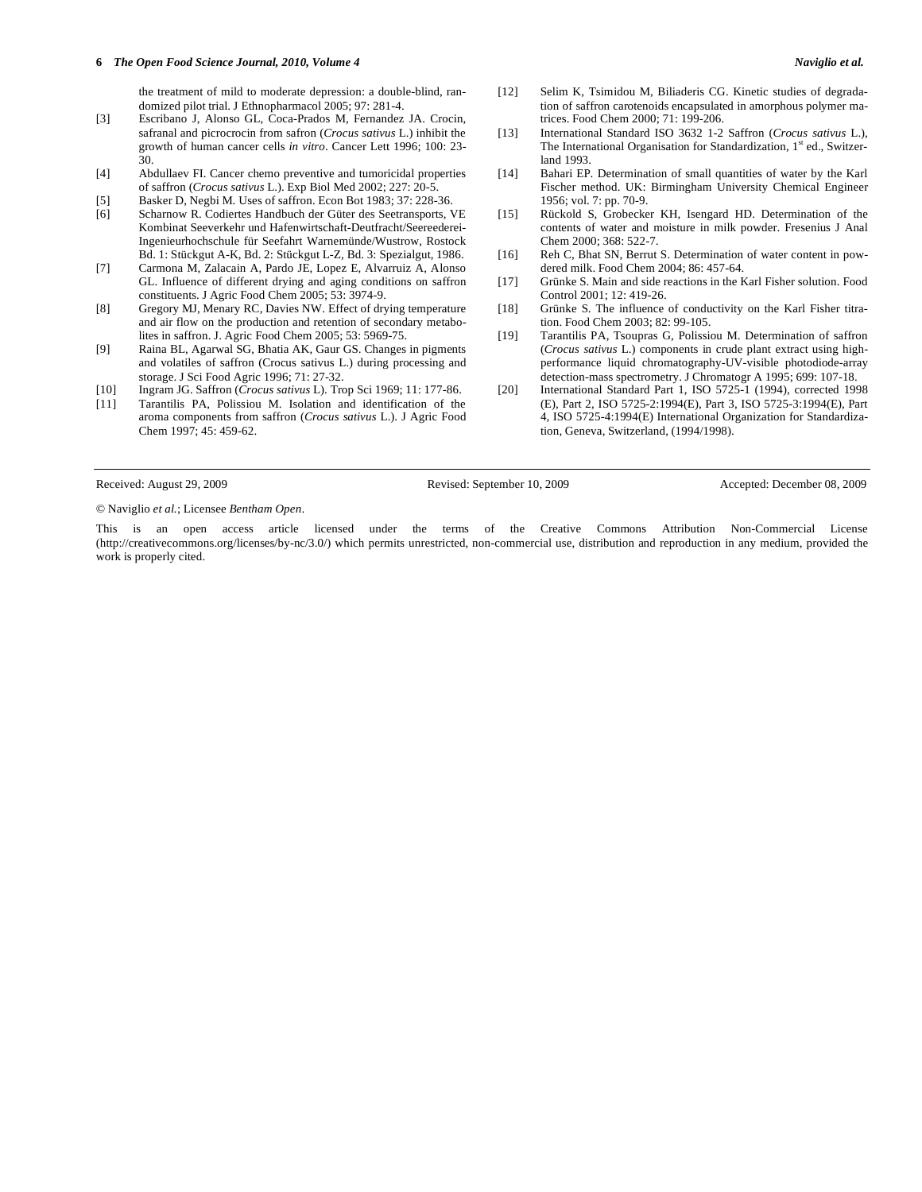the treatment of mild to moderate depression: a double-blind, randomized pilot trial. J Ethnopharmacol 2005; 97: 281-4.

[3] Escribano J, Alonso GL, Coca-Prados M, Fernandez JA. Crocin, safranal and picrocrocin from safron (*Crocus sativus* L.) inhibit the growth of human cancer cells *in vitro*. Cancer Lett 1996; 100: 23-30.

[4] Abdullaev FI. Cancer chemo preventive and tumoricidal properties of saffron (*Crocus sativus* L.). Exp Biol Med 2002; 227: 20-5.

[5] Basker D, Negbi M. Uses of saffron. Econ Bot 1983; 37: 228-36.

[6] Scharnow R. Codiertes Handbuch der Güter des Seetransports, VE Kombinat Seeverkehr und Hafenwirtschaft-Deutfracht/Seereederei-Ingenieurhochschule für Seefahrt Warnemünde/Wustrow, Rostock Bd. 1: Stückgut A-K, Bd. 2: Stückgut L-Z, Bd. 3: Spezialgut, 1986.

[7] Carmona M, Zalacain A, Pardo JE, Lopez E, Alvarruiz A, Alonso GL. Influence of different drying and aging conditions on saffron constituents. J Agric Food Chem 2005; 53: 3974-9.

[8] Gregory MJ, Menary RC, Davies NW. Effect of drying temperature and air flow on the production and retention of secondary metabolites in saffron. J. Agric Food Chem 2005; 53: 5969-75.

[9] Raina BL, Agarwal SG, Bhatia AK, Gaur GS. Changes in pigments and volatiles of saffron (Crocus sativus L.) during processing and storage. J Sci Food Agric 1996; 71: 27-32.

[10] Ingram JG. Saffron (*Crocus sativus* L). Trop Sci 1969; 11: 177-86.

[11] Tarantilis PA, Polissiou M. Isolation and identification of the aroma components from saffron (*Crocus sativus* L.). J Agric Food Chem 1997; 45: 459-62.

[12] Selim K, Tsimidou M, Biliaderis CG. Kinetic studies of degradation of saffron carotenoids encapsulated in amorphous polymer matrices. Food Chem 2000; 71: 199-206.

[13] International Standard ISO 3632 1-2 Saffron (*Crocus sativus* L.), The International Organisation for Standardization, 1st ed., Switzerland 1993.

[14] Bahari EP. Determination of small quantities of water by the Karl Fischer method. UK: Birmingham University Chemical Engineer 1956; vol. 7: pp. 70-9.

[15] Rückold S, Grobecker KH, Isengard HD. Determination of the contents of water and moisture in milk powder. Fresenius J Anal Chem 2000; 368: 522-7.

[16] Reh C, Bhat SN, Berrut S. Determination of water content in powdered milk. Food Chem 2004; 86: 457-64.

[17] Grünke S. Main and side reactions in the Karl Fisher solution. Food Control 2001; 12: 419-26.

[18] Grünke S. The influence of conductivity on the Karl Fisher titration. Food Chem 2003; 82: 99-105.

[19] Tarantilis PA, Tsoupras G, Polissiou M. Determination of saffron (*Crocus sativus* L.) components in crude plant extract using high-performance liquid chromatography-UV-visible photodiode-array detection-mass spectrometry. J Chromatogr A 1995; 699: 107-18.

[20] International Standard Part 1, ISO 5725-1 (1994), corrected 1998 (E), Part 2, ISO 5725-2:1994(E), Part 3, ISO 5725-3:1994(E), Part 4, ISO 5725-4:1994(E) International Organization for Standardization, Geneva, Switzerland, (1994/1998).

Received: August 29, 2009 Revised: September 10, 2009 Accepted: December 08, 2009

© Naviglio *et al.*; Licensee *Bentham Open*.

This is an open access article licensed under the terms of the Creative Commons Attribution Non-Commercial License (http://creativecommons.org/licenses/by-nc/3.0/) which permits unrestricted, non-commercial use, distribution and reproduction in any medium, provided the work is properly cited.